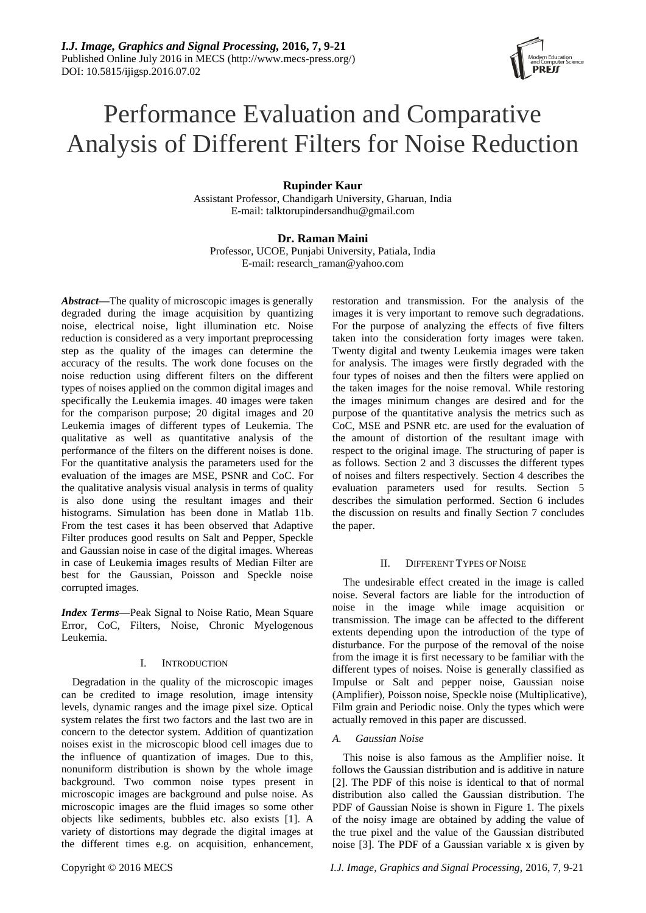# Performance Evaluation and Comparative Analysis of Different Filters for Noise Reduction

**Rupinder Kaur**
Assistant Professor, Chandigarh University, Gharuan, India
E-mail: talktorupindersandhu@gmail.com

**Dr. Raman Maini**
Professor, UCOE, Punjabi University, Patiala, India
E-mail: research_raman@yahoo.com

***Abstract*—**The quality of microscopic images is generally degraded during the image acquisition by quantizing noise, electrical noise, light illumination etc. Noise reduction is considered as a very important preprocessing step as the quality of the images can determine the accuracy of the results. The work done focuses on the noise reduction using different filters on the different types of noises applied on the common digital images and specifically the Leukemia images. 40 images were taken for the comparison purpose; 20 digital images and 20 Leukemia images of different types of Leukemia. The qualitative as well as quantitative analysis of the performance of the filters on the different noises is done. For the quantitative analysis the parameters used for the evaluation of the images are MSE, PSNR and CoC. For the qualitative analysis visual analysis in terms of quality is also done using the resultant images and their histograms. Simulation has been done in Matlab 11b. From the test cases it has been observed that Adaptive Filter produces good results on Salt and Pepper, Speckle and Gaussian noise in case of the digital images. Whereas in case of Leukemia images results of Median Filter are best for the Gaussian, Poisson and Speckle noise corrupted images.

***Index Terms*—**Peak Signal to Noise Ratio, Mean Square Error, CoC, Filters, Noise, Chronic Myelogenous Leukemia.

## I. Introduction

Degradation in the quality of the microscopic images can be credited to image resolution, image intensity levels, dynamic ranges and the image pixel size. Optical system relates the first two factors and the last two are in concern to the detector system. Addition of quantization noises exist in the microscopic blood cell images due to the influence of quantization of images. Due to this, nonuniform distribution is shown by the whole image background. Two common noise types present in microscopic images are background and pulse noise. As microscopic images are the fluid images so some other objects like sediments, bubbles etc. also exists [1]. A variety of distortions may degrade the digital images at the different times e.g. on acquisition, enhancement, restoration and transmission. For the analysis of the images it is very important to remove such degradations. For the purpose of analyzing the effects of five filters taken into the consideration forty images were taken. Twenty digital and twenty Leukemia images were taken for analysis. The images were firstly degraded with the four types of noises and then the filters were applied on the taken images for the noise removal. While restoring the images minimum changes are desired and for the purpose of the quantitative analysis the metrics such as CoC, MSE and PSNR etc. are used for the evaluation of the amount of distortion of the resultant image with respect to the original image. The structuring of paper is as follows. Section 2 and 3 discusses the different types of noises and filters respectively. Section 4 describes the evaluation parameters used for results. Section 5 describes the simulation performed. Section 6 includes the discussion on results and finally Section 7 concludes the paper.

## II. Different Types of Noise

The undesirable effect created in the image is called noise. Several factors are liable for the introduction of noise in the image while image acquisition or transmission. The image can be affected to the different extents depending upon the introduction of the type of disturbance. For the purpose of the removal of the noise from the image it is first necessary to be familiar with the different types of noises. Noise is generally classified as Impulse or Salt and pepper noise, Gaussian noise (Amplifier), Poisson noise, Speckle noise (Multiplicative), Film grain and Periodic noise. Only the types which were actually removed in this paper are discussed.

### *A. Gaussian Noise*

This noise is also famous as the Amplifier noise. It follows the Gaussian distribution and is additive in nature [2]. The PDF of this noise is identical to that of normal distribution also called the Gaussian distribution. The PDF of Gaussian Noise is shown in Figure 1. The pixels of the noisy image are obtained by adding the value of the true pixel and the value of the Gaussian distributed noise [3]. The PDF of a Gaussian variable x is given by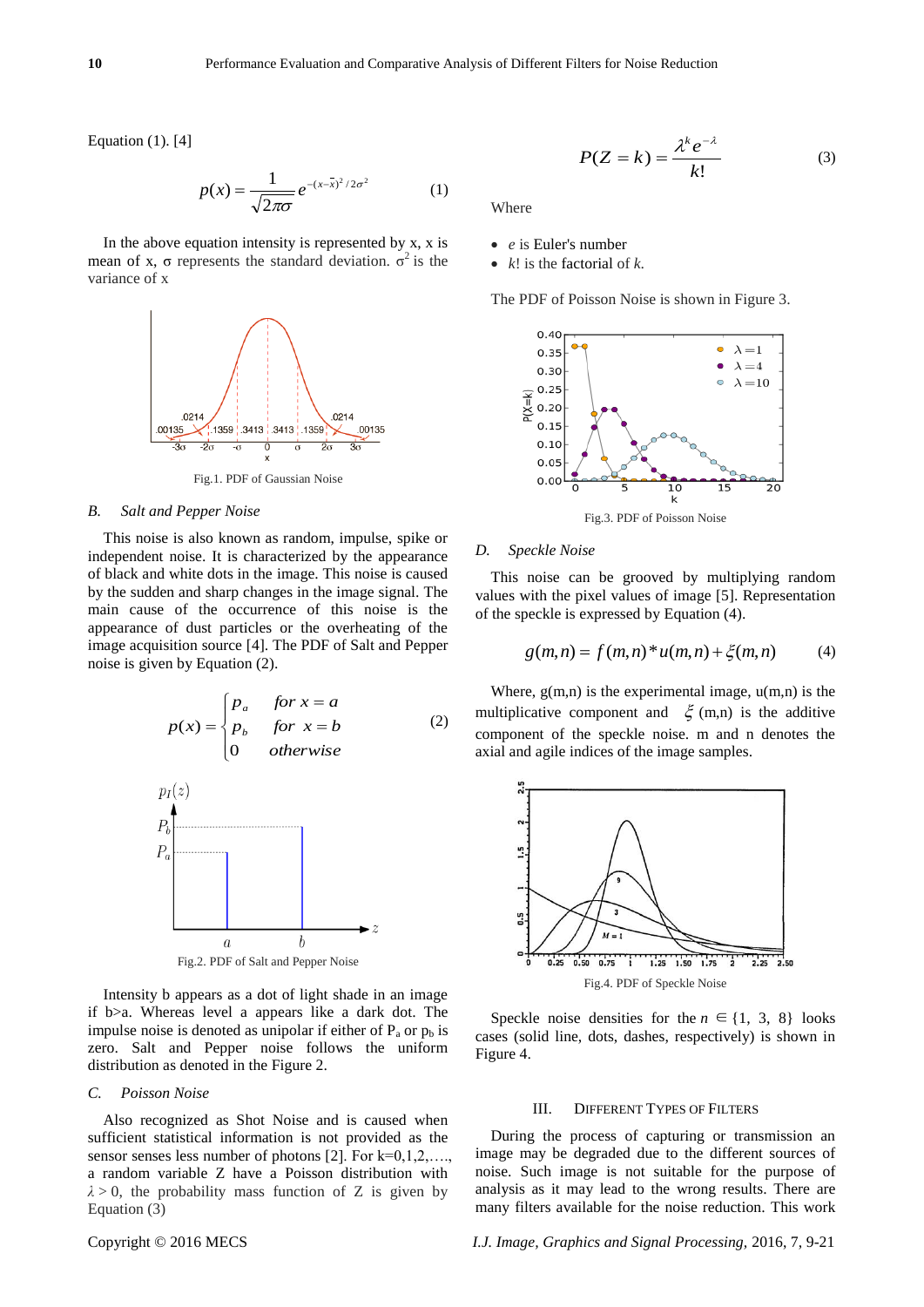Equation (1). [4]

$$p(x) = \frac{1}{\sqrt{2\pi\sigma}} e^{-(x-\bar{x})^2/2\sigma^2} \tag{1}$$

In the above equation intensity is represented by x, x is mean of x, σ represents the standard deviation. $\sigma^2$ is the variance of x

Fig.1. PDF of Gaussian Noise

### B. Salt and Pepper Noise

This noise is also known as random, impulse, spike or independent noise. It is characterized by the appearance of black and white dots in the image. This noise is caused by the sudden and sharp changes in the image signal. The main cause of the occurrence of this noise is the appearance of dust particles or the overheating of the image acquisition source [4]. The PDF of Salt and Pepper noise is given by Equation (2).

$$p(x) = \begin{cases} p_a & \text{for } x = a \\ p_b & \text{for } x = b \\ 0 & \text{otherwise} \end{cases} \tag{2}$$

Fig.2. PDF of Salt and Pepper Noise

Intensity b appears as a dot of light shade in an image if b>a. Whereas level a appears like a dark dot. The impulse noise is denoted as unipolar if either of $P_a$ or $p_b$ is zero. Salt and Pepper noise follows the uniform distribution as denoted in the Figure 2.

### C. Poisson Noise

Also recognized as Shot Noise and is caused when sufficient statistical information is not provided as the sensor senses less number of photons [2]. For k=0,1,2,…., a random variable Z have a Poisson distribution with $\lambda > 0$, the probability mass function of Z is given by Equation (3)

$$P(Z = k) = \frac{\lambda^k e^{-\lambda}}{k!} \tag{3}$$

Where

- *e* is Euler's number
- *k*! is the factorial of *k*.

The PDF of Poisson Noise is shown in Figure 3.

Fig.3. PDF of Poisson Noise

### D. Speckle Noise

This noise can be grooved by multiplying random values with the pixel values of image [5]. Representation of the speckle is expressed by Equation (4).

$$g(m,n) = f(m,n) * u(m,n) + \xi(m,n) \tag{4}$$

Where, g(m,n) is the experimental image, u(m,n) is the multiplicative component and $\xi$ (m,n) is the additive component of the speckle noise. m and n denotes the axial and agile indices of the image samples.

Fig.4. PDF of Speckle Noise

Speckle noise densities for the $n \in \{1, 3, 8\}$ looks cases (solid line, dots, dashes, respectively) is shown in Figure 4.

## III. Different Types of Filters

During the process of capturing or transmission an image may be degraded due to the different sources of noise. Such image is not suitable for the purpose of analysis as it may lead to the wrong results. There are many filters available for the noise reduction. This work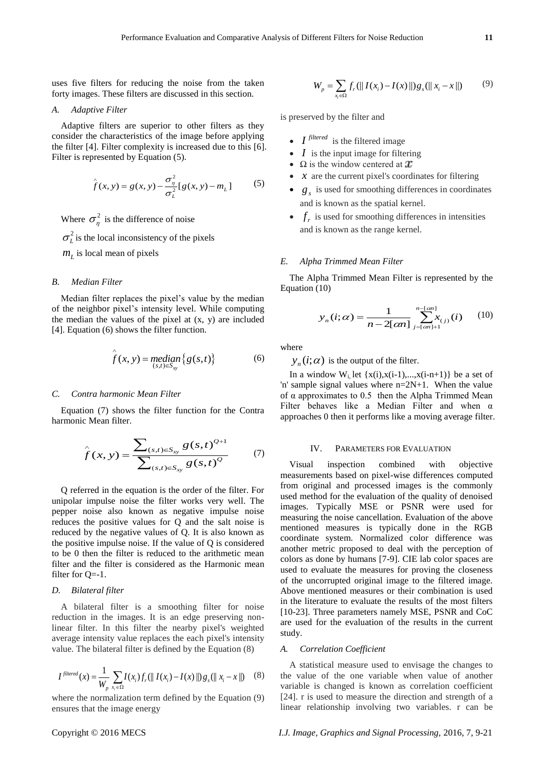uses five filters for reducing the noise from the taken forty images. These filters are discussed in this section.

### *A. Adaptive Filter*

Adaptive filters are superior to other filters as they consider the characteristics of the image before applying the filter [4]. Filter complexity is increased due to this [6]. Filter is represented by Equation (5).

$$\hat{f}(x,y) = g(x,y) - \frac{\sigma_\eta^2}{\sigma_L^2}[g(x,y) - m_L] \tag{5}$$

Where $\sigma_\eta^2$ is the difference of noise

$\sigma_L^2$ is the local inconsistency of the pixels

$m_L$ is local mean of pixels

### *B. Median Filter*

Median filter replaces the pixel's value by the median of the neighbor pixel's intensity level. While computing the median the values of the pixel at (x, y) are included [4]. Equation (6) shows the filter function.

$$\hat{f}(x,y) = \underset{(s,t)\in S_{xy}}{median}\{g(s,t)\} \tag{6}$$

### *C. Contra harmonic Mean Filter*

Equation (7) shows the filter function for the Contra harmonic Mean filter.

$$\hat{f}(x,y) = \frac{\sum_{(s,t)\in S_{xy}} g(s,t)^{Q+1}}{\sum_{(s,t)\in S_{xy}} g(s,t)^{Q}} \tag{7}$$

Q referred in the equation is the order of the filter. For unipolar impulse noise the filter works very well. The pepper noise also known as negative impulse noise reduces the positive values for Q and the salt noise is reduced by the negative values of Q. It is also known as the positive impulse noise. If the value of Q is considered to be 0 then the filter is reduced to the arithmetic mean filter and the filter is considered as the Harmonic mean filter for Q=-1.

### *D. Bilateral filter*

A bilateral filter is a smoothing filter for noise reduction in the images. It is an edge preserving non-linear filter. In this filter the nearby pixel's weighted average intensity value replaces the each pixel's intensity value. The bilateral filter is defined by the Equation (8)

$$I^{filtered}(x) = \frac{1}{W_p}\sum_{x_i\in\Omega} I(x_i) f_r(\| I(x_i) - I(x)\|) g_s(\| x_i - x\|) \tag{8}$$

where the normalization term defined by the Equation (9) ensures that the image energy

$$W_p = \sum_{x_i\in\Omega} f_r(\| I(x_i) - I(x)\|) g_s(\| x_i - x\|) \tag{9}$$

is preserved by the filter and

- $I^{filtered}$ is the filtered image
- $I$ is the input image for filtering
- $\Omega$ is the window centered at $x$
- $x$ are the current pixel's coordinates for filtering
- $g_s$ is used for smoothing differences in coordinates and is known as the spatial kernel.
- $f_r$ is used for smoothing differences in intensities and is known as the range kernel.

### *E. Alpha Trimmed Mean Filter*

The Alpha Trimmed Mean Filter is represented by the Equation (10)

$$y_n(i;\alpha) = \frac{1}{n - 2[\alpha n]}\sum_{j=[\alpha n]+1}^{n-[\alpha n]} x_{(j)}(i) \tag{10}$$

where

$y_n(i;\alpha)$ is the output of the filter.

In a window $W_i$, let {x(i),x(i-1),...,x(i-n+1)} be a set of 'n' sample signal values where n=2N+1. When the value of α approximates to 0.5 then the Alpha Trimmed Mean Filter behaves like a Median Filter and when α approaches 0 then it performs like a moving average filter.

## IV. Parameters for Evaluation

Visual inspection combined with objective measurements based on pixel-wise differences computed from original and processed images is the commonly used method for the evaluation of the quality of denoised images. Typically MSE or PSNR were used for measuring the noise cancellation. Evaluation of the above mentioned measures is typically done in the RGB coordinate system. Normalized color difference was another metric proposed to deal with the perception of colors as done by humans [7-9]. CIE lab color spaces are used to evaluate the measures for proving the closeness of the uncorrupted original image to the filtered image. Above mentioned measures or their combination is used in the literature to evaluate the results of the most filters [10-23]. Three parameters namely MSE, PSNR and CoC are used for the evaluation of the results in the current study.

### *A. Correlation Coefficient*

A statistical measure used to envisage the changes to the value of the one variable when value of another variable is changed is known as correlation coefficient [24]. r is used to measure the direction and strength of a linear relationship involving two variables. r can be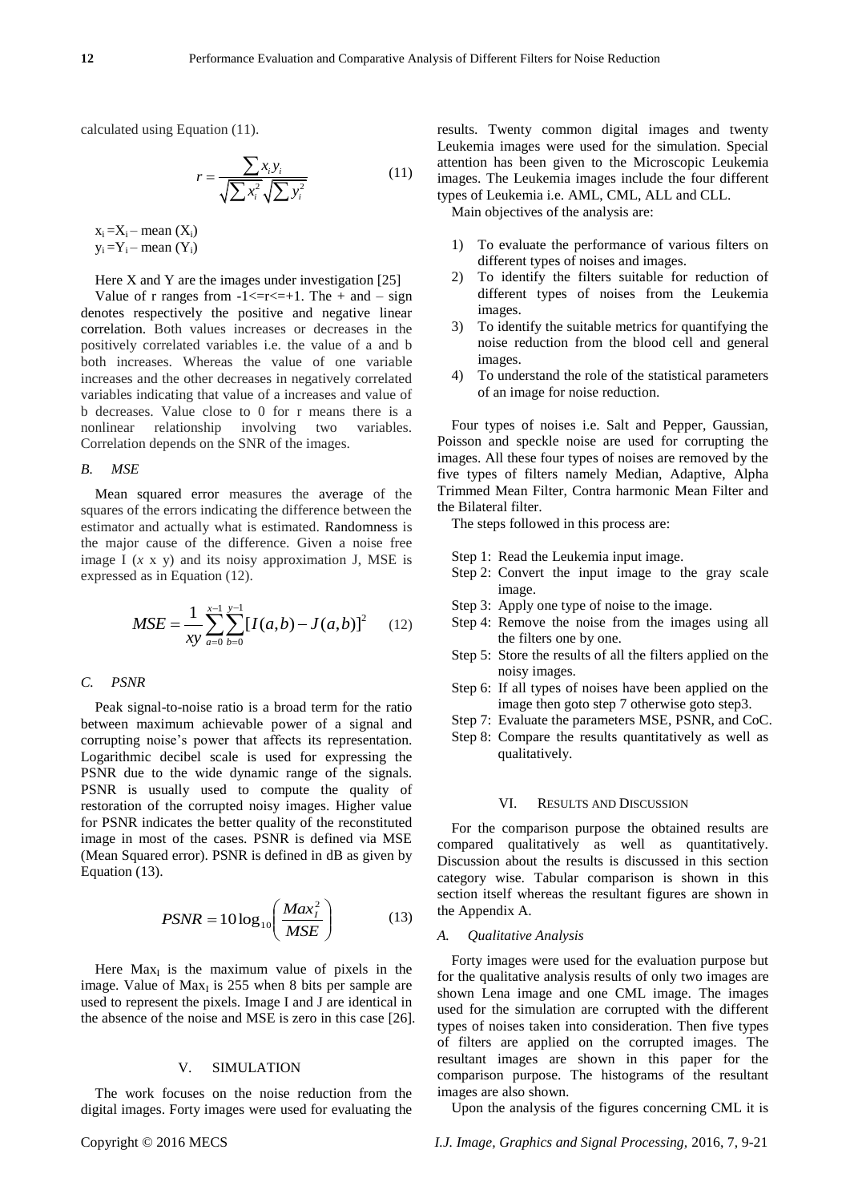calculated using Equation (11).

$$r = \frac{\sum x_i y_i}{\sqrt{\sum x_i^2}\sqrt{\sum y_i^2}} \tag{11}$$

$x_i = X_i - \text{mean}(X_i)$
$y_i = Y_i - \text{mean}(Y_i)$

Here X and Y are the images under investigation [25]

Value of r ranges from $-1 <= r <= +1$. The + and – sign denotes respectively the positive and negative linear correlation. Both values increases or decreases in the positively correlated variables i.e. the value of a and b both increases. Whereas the value of one variable increases and the other decreases in negatively correlated variables indicating that value of a increases and value of b decreases. Value close to 0 for r means there is a nonlinear relationship involving two variables. Correlation depends on the SNR of the images.

### *B. MSE*

Mean squared error measures the average of the squares of the errors indicating the difference between the estimator and actually what is estimated. Randomness is the major cause of the difference. Given a noise free image I ($x$ x y) and its noisy approximation J, MSE is expressed as in Equation (12).

$$MSE = \frac{1}{xy}\sum_{a=0}^{x-1}\sum_{b=0}^{y-1}[I(a,b) - J(a,b)]^2 \tag{12}$$

### *C. PSNR*

Peak signal-to-noise ratio is a broad term for the ratio between maximum achievable power of a signal and corrupting noise's power that affects its representation. Logarithmic decibel scale is used for expressing the PSNR due to the wide dynamic range of the signals. PSNR is usually used to compute the quality of restoration of the corrupted noisy images. Higher value for PSNR indicates the better quality of the reconstituted image in most of the cases. PSNR is defined via MSE (Mean Squared error). PSNR is defined in dB as given by Equation (13).

$$PSNR = 10\log_{10}\left(\frac{Max_I^2}{MSE}\right) \tag{13}$$

Here $Max_I$ is the maximum value of pixels in the image. Value of $Max_I$ is 255 when 8 bits per sample are used to represent the pixels. Image I and J are identical in the absence of the noise and MSE is zero in this case [26].

## V. SIMULATION

The work focuses on the noise reduction from the digital images. Forty images were used for evaluating the results. Twenty common digital images and twenty Leukemia images were used for the simulation. Special attention has been given to the Microscopic Leukemia images. The Leukemia images include the four different types of Leukemia i.e. AML, CML, ALL and CLL.

Main objectives of the analysis are:

1) To evaluate the performance of various filters on different types of noises and images.
2) To identify the filters suitable for reduction of different types of noises from the Leukemia images.
3) To identify the suitable metrics for quantifying the noise reduction from the blood cell and general images.
4) To understand the role of the statistical parameters of an image for noise reduction.

Four types of noises i.e. Salt and Pepper, Gaussian, Poisson and speckle noise are used for corrupting the images. All these four types of noises are removed by the five types of filters namely Median, Adaptive, Alpha Trimmed Mean Filter, Contra harmonic Mean Filter and the Bilateral filter.

The steps followed in this process are:

- Step 1: Read the Leukemia input image.
- Step 2: Convert the input image to the gray scale image.
- Step 3: Apply one type of noise to the image.
- Step 4: Remove the noise from the images using all the filters one by one.
- Step 5: Store the results of all the filters applied on the noisy images.
- Step 6: If all types of noises have been applied on the image then goto step 7 otherwise goto step3.
- Step 7: Evaluate the parameters MSE, PSNR, and CoC.
- Step 8: Compare the results quantitatively as well as qualitatively.

## VI. RESULTS AND DISCUSSION

For the comparison purpose the obtained results are compared qualitatively as well as quantitatively. Discussion about the results is discussed in this section category wise. Tabular comparison is shown in this section itself whereas the resultant figures are shown in the Appendix A.

### *A. Qualitative Analysis*

Forty images were used for the evaluation purpose but for the qualitative analysis results of only two images are shown Lena image and one CML image. The images used for the simulation are corrupted with the different types of noises taken into consideration. Then five types of filters are applied on the corrupted images. The resultant images are shown in this paper for the comparison purpose. The histograms of the resultant images are also shown.

Upon the analysis of the figures concerning CML it is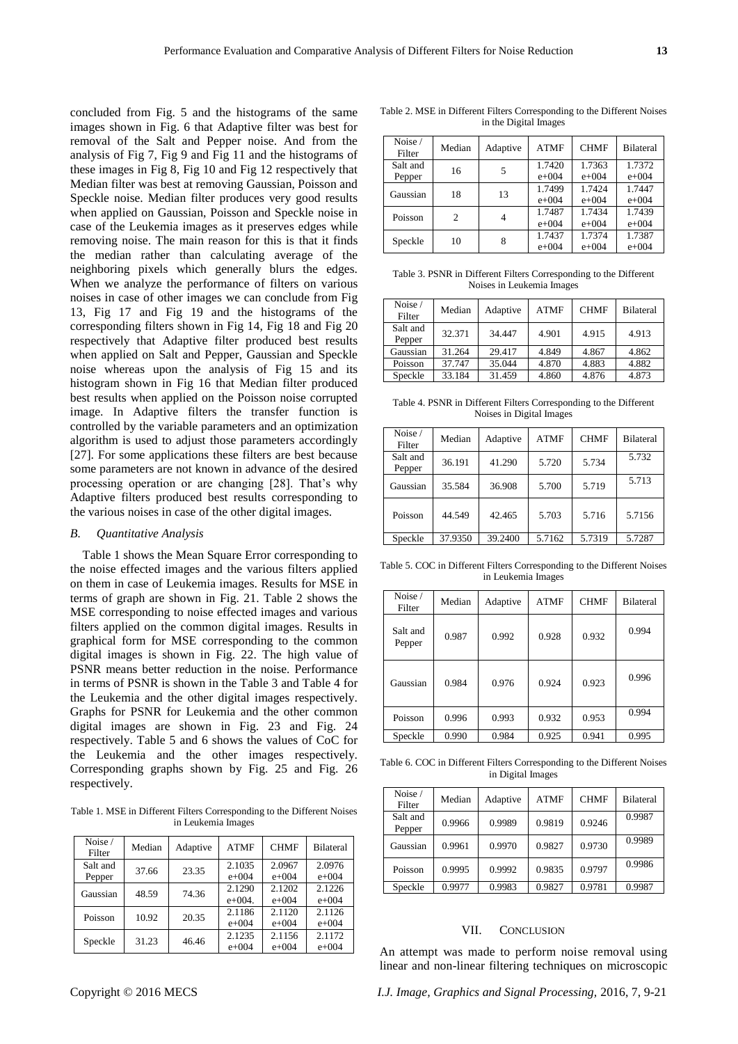concluded from Fig. 5 and the histograms of the same images shown in Fig. 6 that Adaptive filter was best for removal of the Salt and Pepper noise. And from the analysis of Fig 7, Fig 9 and Fig 11 and the histograms of these images in Fig 8, Fig 10 and Fig 12 respectively that Median filter was best at removing Gaussian, Poisson and Speckle noise. Median filter produces very good results when applied on Gaussian, Poisson and Speckle noise in case of the Leukemia images as it preserves edges while removing noise. The main reason for this is that it finds the median rather than calculating average of the neighboring pixels which generally blurs the edges. When we analyze the performance of filters on various noises in case of other images we can conclude from Fig 13, Fig 17 and Fig 19 and the histograms of the corresponding filters shown in Fig 14, Fig 18 and Fig 20 respectively that Adaptive filter produced best results when applied on Salt and Pepper, Gaussian and Speckle noise whereas upon the analysis of Fig 15 and its histogram shown in Fig 16 that Median filter produced best results when applied on the Poisson noise corrupted image. In Adaptive filters the transfer function is controlled by the variable parameters and an optimization algorithm is used to adjust those parameters accordingly [27]. For some applications these filters are best because some parameters are not known in advance of the desired processing operation or are changing [28]. That's why Adaptive filters produced best results corresponding to the various noises in case of the other digital images.

### *B. Quantitative Analysis*

Table 1 shows the Mean Square Error corresponding to the noise effected images and the various filters applied on them in case of Leukemia images. Results for MSE in terms of graph are shown in Fig. 21. Table 2 shows the MSE corresponding to noise effected images and various filters applied on the common digital images. Results in graphical form for MSE corresponding to the common digital images is shown in Fig. 22. The high value of PSNR means better reduction in the noise. Performance in terms of PSNR is shown in the Table 3 and Table 4 for the Leukemia and the other digital images respectively. Graphs for PSNR for Leukemia and the other common digital images are shown in Fig. 23 and Fig. 24 respectively. Table 5 and 6 shows the values of CoC for the Leukemia and the other images respectively. Corresponding graphs shown by Fig. 25 and Fig. 26 respectively.

Table 1. MSE in Different Filters Corresponding to the Different Noises in Leukemia Images

| Noise / Filter | Median | Adaptive | ATMF | CHMF | Bilateral |
|---|---|---|---|---|---|
| Salt and Pepper | 37.66 | 23.35 | 2.1035 e+004 | 2.0967 e+004 | 2.0976 e+004 |
| Gaussian | 48.59 | 74.36 | 2.1290 e+004. | 2.1202 e+004 | 2.1226 e+004 |
| Poisson | 10.92 | 20.35 | 2.1186 e+004 | 2.1120 e+004 | 2.1126 e+004 |
| Speckle | 31.23 | 46.46 | 2.1235 e+004 | 2.1156 e+004 | 2.1172 e+004 |

Table 2. MSE in Different Filters Corresponding to the Different Noises in the Digital Images

| Noise / Filter | Median | Adaptive | ATMF | CHMF | Bilateral |
|---|---|---|---|---|---|
| Salt and Pepper | 16 | 5 | 1.7420 e+004 | 1.7363 e+004 | 1.7372 e+004 |
| Gaussian | 18 | 13 | 1.7499 e+004 | 1.7424 e+004 | 1.7447 e+004 |
| Poisson | 2 | 4 | 1.7487 e+004 | 1.7434 e+004 | 1.7439 e+004 |
| Speckle | 10 | 8 | 1.7437 e+004 | 1.7374 e+004 | 1.7387 e+004 |

Table 3. PSNR in Different Filters Corresponding to the Different Noises in Leukemia Images

| Noise / Filter | Median | Adaptive | ATMF | CHMF | Bilateral |
|---|---|---|---|---|---|
| Salt and Pepper | 32.371 | 34.447 | 4.901 | 4.915 | 4.913 |
| Gaussian | 31.264 | 29.417 | 4.849 | 4.867 | 4.862 |
| Poisson | 37.747 | 35.044 | 4.870 | 4.883 | 4.882 |
| Speckle | 33.184 | 31.459 | 4.860 | 4.876 | 4.873 |

Table 4. PSNR in Different Filters Corresponding to the Different Noises in Digital Images

| Noise / Filter | Median | Adaptive | ATMF | CHMF | Bilateral |
|---|---|---|---|---|---|
| Salt and Pepper | 36.191 | 41.290 | 5.720 | 5.734 | 5.732 |
| Gaussian | 35.584 | 36.908 | 5.700 | 5.719 | 5.713 |
| Poisson | 44.549 | 42.465 | 5.703 | 5.716 | 5.7156 |
| Speckle | 37.9350 | 39.2400 | 5.7162 | 5.7319 | 5.7287 |

Table 5. COC in Different Filters Corresponding to the Different Noises in Leukemia Images

| Noise / Filter | Median | Adaptive | ATMF | CHMF | Bilateral |
|---|---|---|---|---|---|
| Salt and Pepper | 0.987 | 0.992 | 0.928 | 0.932 | 0.994 |
| Gaussian | 0.984 | 0.976 | 0.924 | 0.923 | 0.996 |
| Poisson | 0.996 | 0.993 | 0.932 | 0.953 | 0.994 |
| Speckle | 0.990 | 0.984 | 0.925 | 0.941 | 0.995 |

Table 6. COC in Different Filters Corresponding to the Different Noises in Digital Images

| Noise / Filter | Median | Adaptive | ATMF | CHMF | Bilateral |
|---|---|---|---|---|---|
| Salt and Pepper | 0.9966 | 0.9989 | 0.9819 | 0.9246 | 0.9987 |
| Gaussian | 0.9961 | 0.9970 | 0.9827 | 0.9730 | 0.9989 |
| Poisson | 0.9995 | 0.9992 | 0.9835 | 0.9797 | 0.9986 |
| Speckle | 0.9977 | 0.9983 | 0.9827 | 0.9781 | 0.9987 |

## VII. CONCLUSION

An attempt was made to perform noise removal using linear and non-linear filtering techniques on microscopic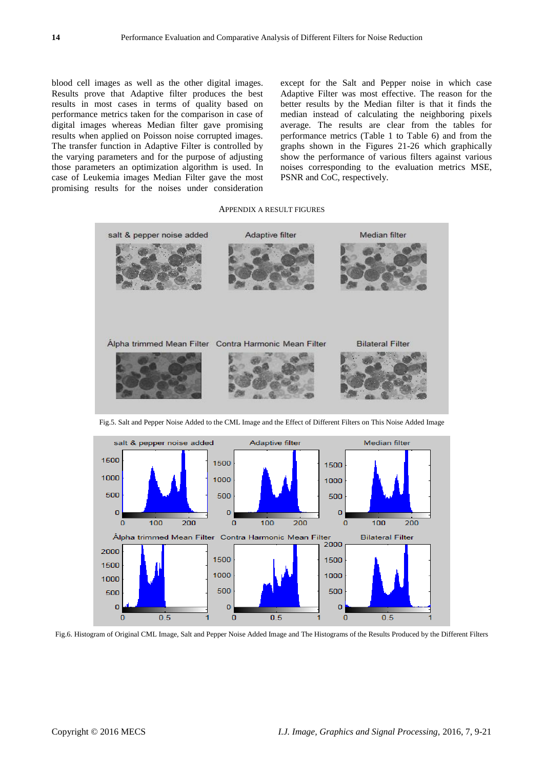blood cell images as well as the other digital images. Results prove that Adaptive filter produces the best results in most cases in terms of quality based on performance metrics taken for the comparison in case of digital images whereas Median filter gave promising results when applied on Poisson noise corrupted images. The transfer function in Adaptive Filter is controlled by the varying parameters and for the purpose of adjusting those parameters an optimization algorithm is used. In case of Leukemia images Median Filter gave the most promising results for the noises under consideration except for the Salt and Pepper noise in which case Adaptive Filter was most effective. The reason for the better results by the Median filter is that it finds the median instead of calculating the neighboring pixels average. The results are clear from the tables for performance metrics (Table 1 to Table 6) and from the graphs shown in the Figures 21-26 which graphically show the performance of various filters against various noises corresponding to the evaluation metrics MSE, PSNR and CoC, respectively.

## APPENDIX A RESULT FIGURES

Fig.5. Salt and Pepper Noise Added to the CML Image and the Effect of Different Filters on This Noise Added Image

Fig.6. Histogram of Original CML Image, Salt and Pepper Noise Added Image and The Histograms of the Results Produced by the Different Filters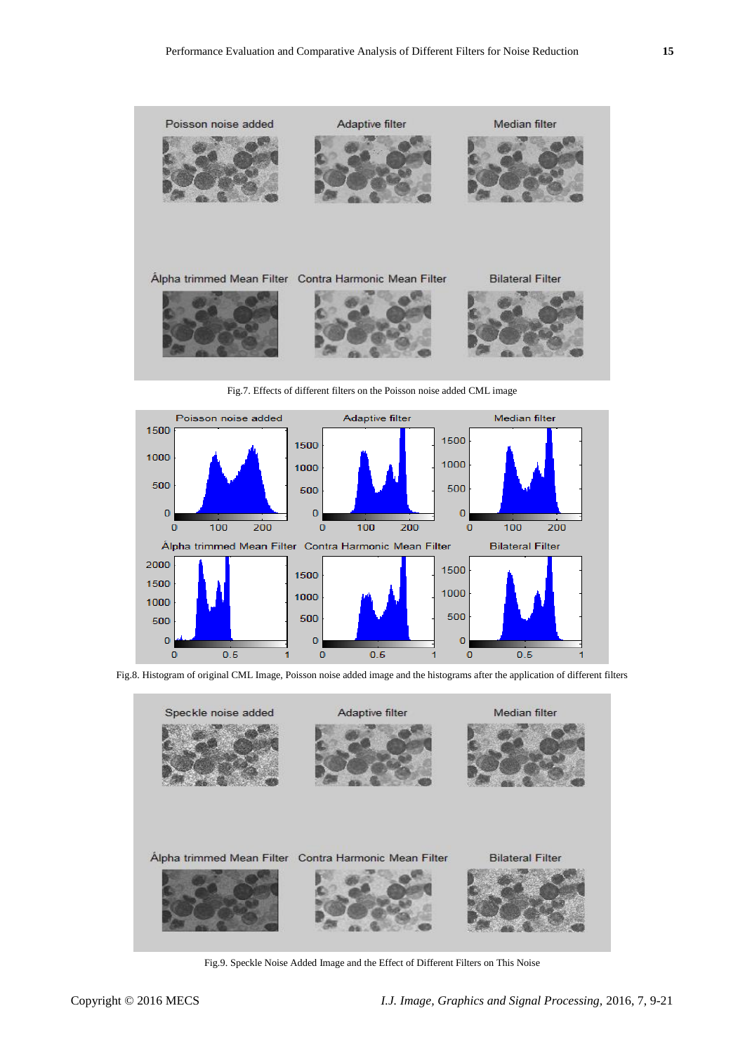Fig.7. Effects of different filters on the Poisson noise added CML image

Fig.8. Histogram of original CML Image, Poisson noise added image and the histograms after the application of different filters

Fig.9. Speckle Noise Added Image and the Effect of Different Filters on This Noise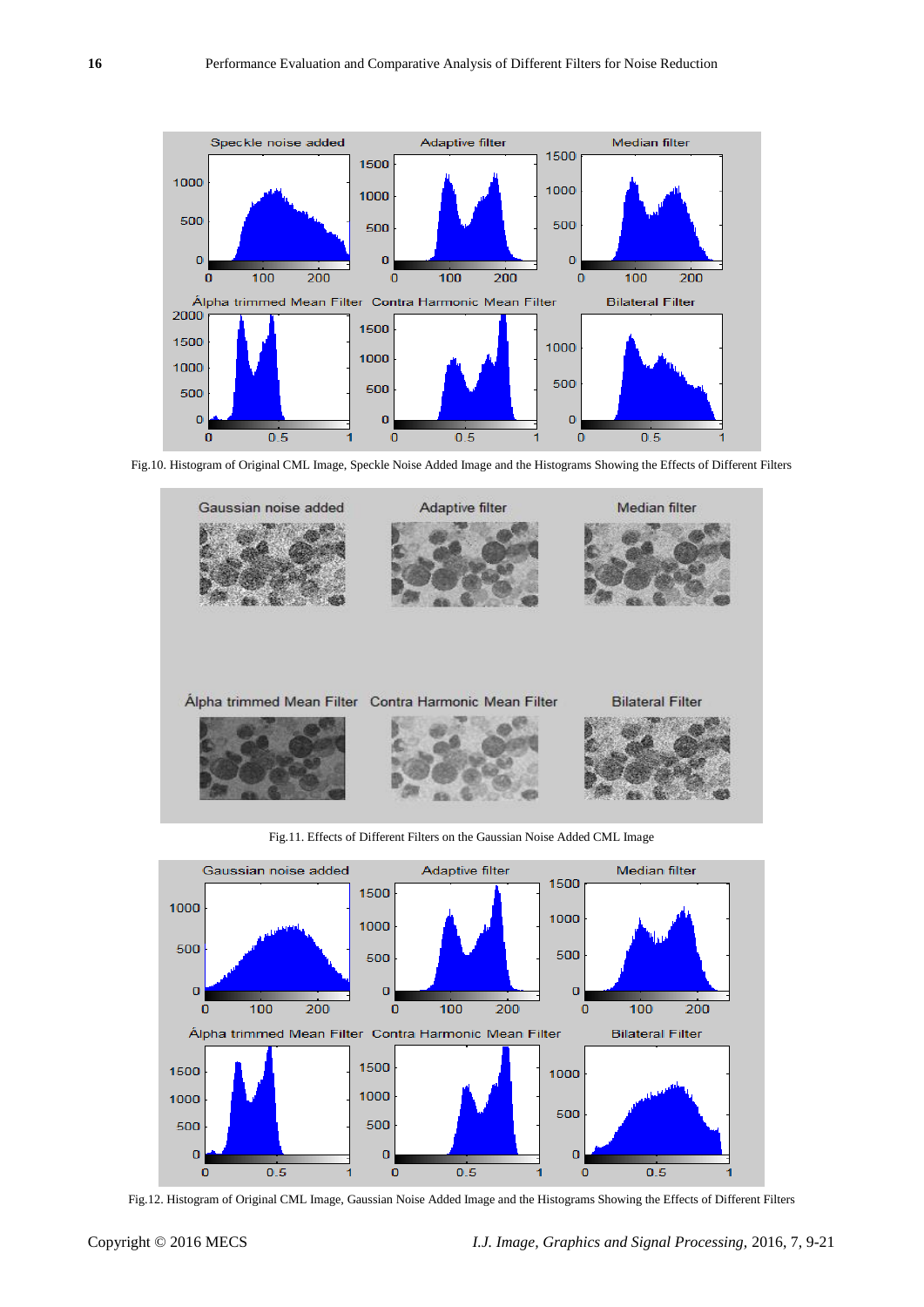Fig.10. Histogram of Original CML Image, Speckle Noise Added Image and the Histograms Showing the Effects of Different Filters

Fig.11. Effects of Different Filters on the Gaussian Noise Added CML Image

Fig.12. Histogram of Original CML Image, Gaussian Noise Added Image and the Histograms Showing the Effects of Different Filters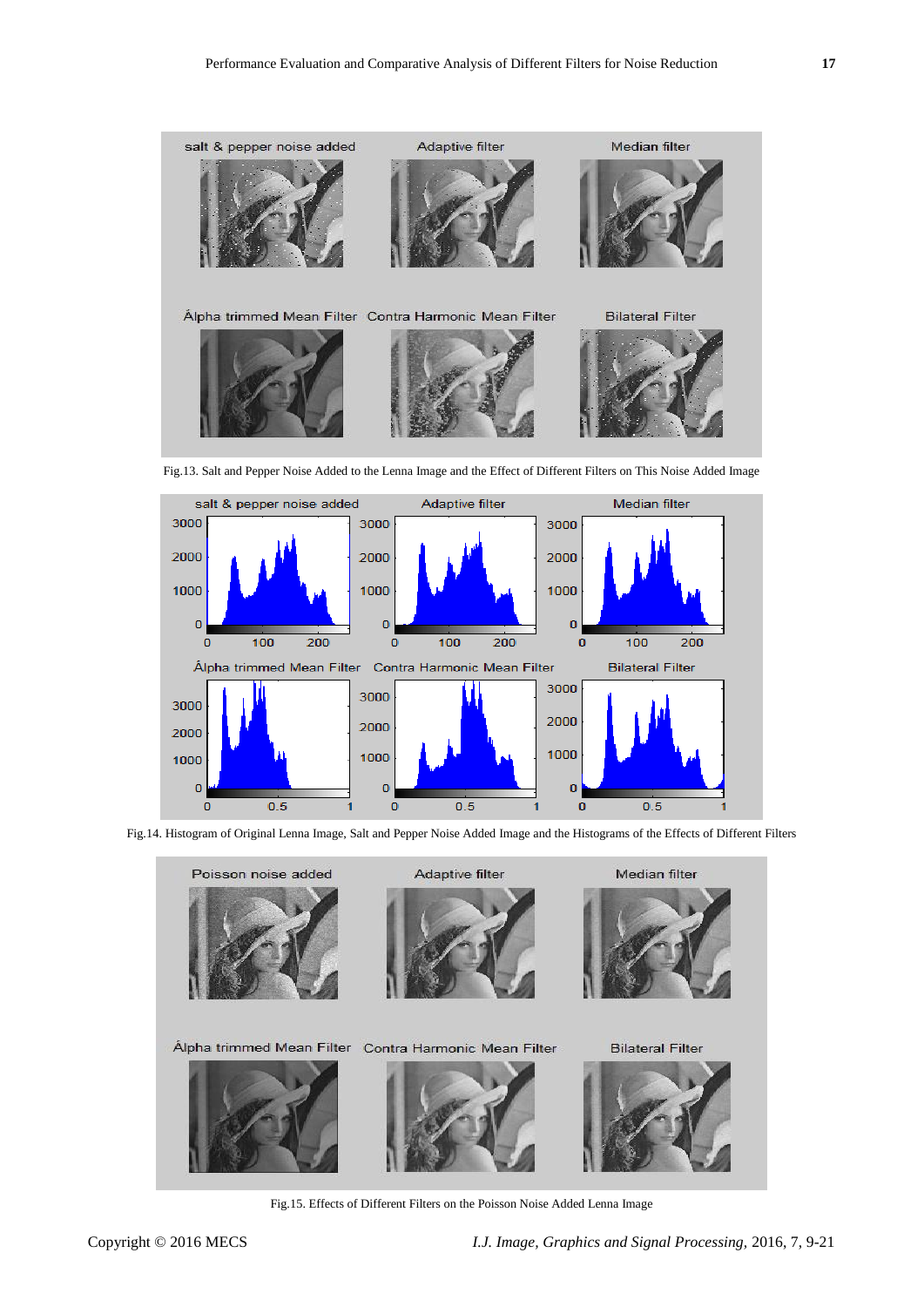Fig.13. Salt and Pepper Noise Added to the Lenna Image and the Effect of Different Filters on This Noise Added Image

Fig.14. Histogram of Original Lenna Image, Salt and Pepper Noise Added Image and the Histograms of the Effects of Different Filters

Fig.15. Effects of Different Filters on the Poisson Noise Added Lenna Image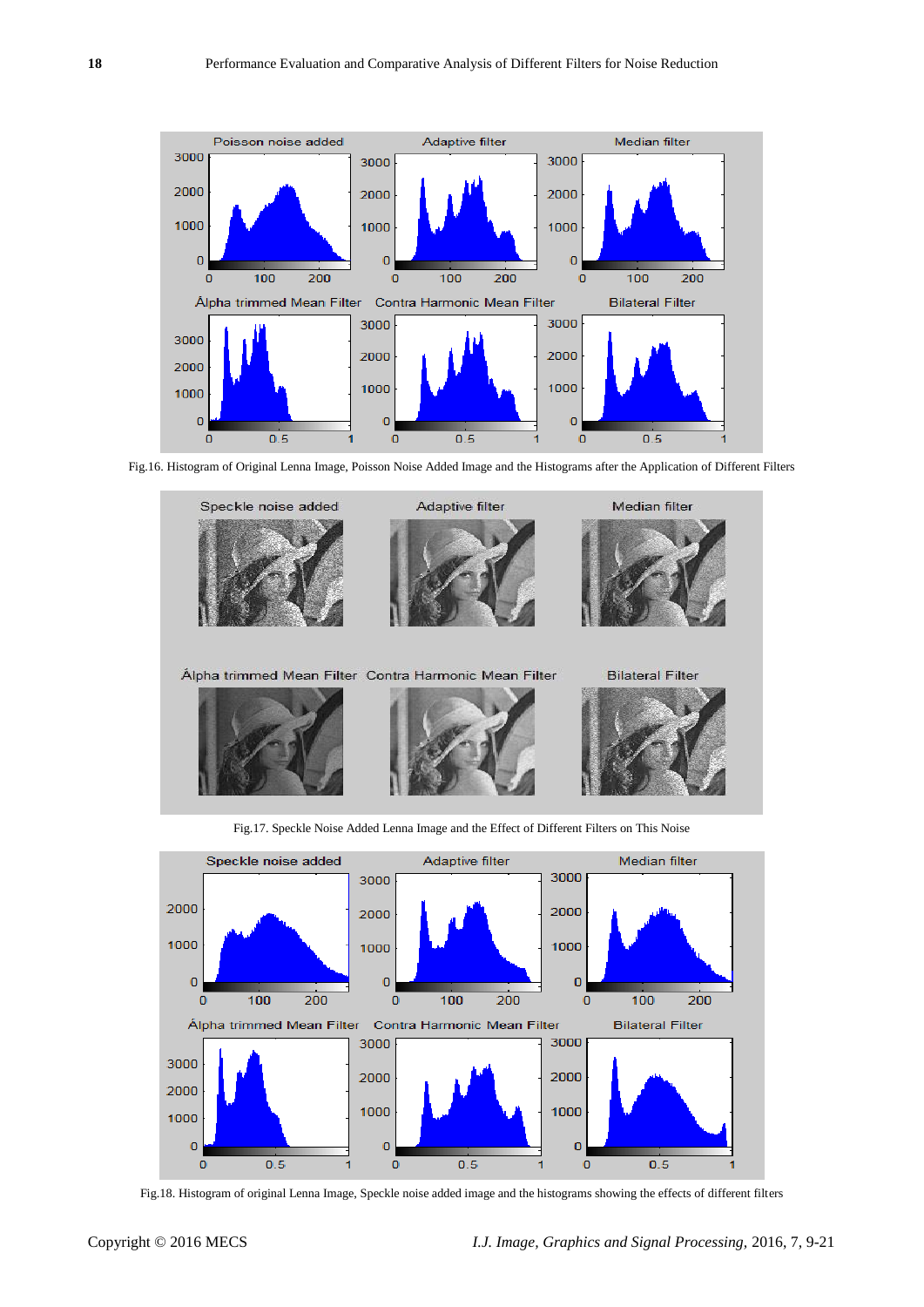Fig.16. Histogram of Original Lenna Image, Poisson Noise Added Image and the Histograms after the Application of Different Filters

Fig.17. Speckle Noise Added Lenna Image and the Effect of Different Filters on This Noise

Fig.18. Histogram of original Lenna Image, Speckle noise added image and the histograms showing the effects of different filters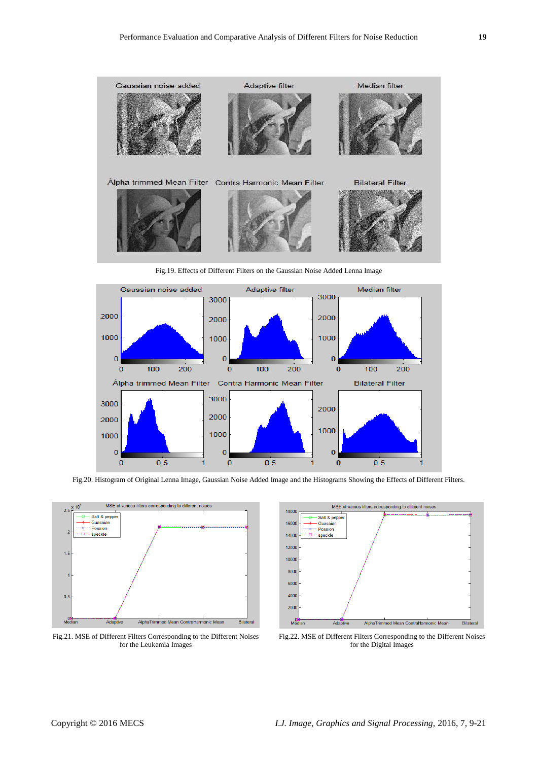Fig.19. Effects of Different Filters on the Gaussian Noise Added Lenna Image

Fig.20. Histogram of Original Lenna Image, Gaussian Noise Added Image and the Histograms Showing the Effects of Different Filters.

Fig.21. MSE of Different Filters Corresponding to the Different Noises for the Leukemia Images

Fig.22. MSE of Different Filters Corresponding to the Different Noises for the Digital Images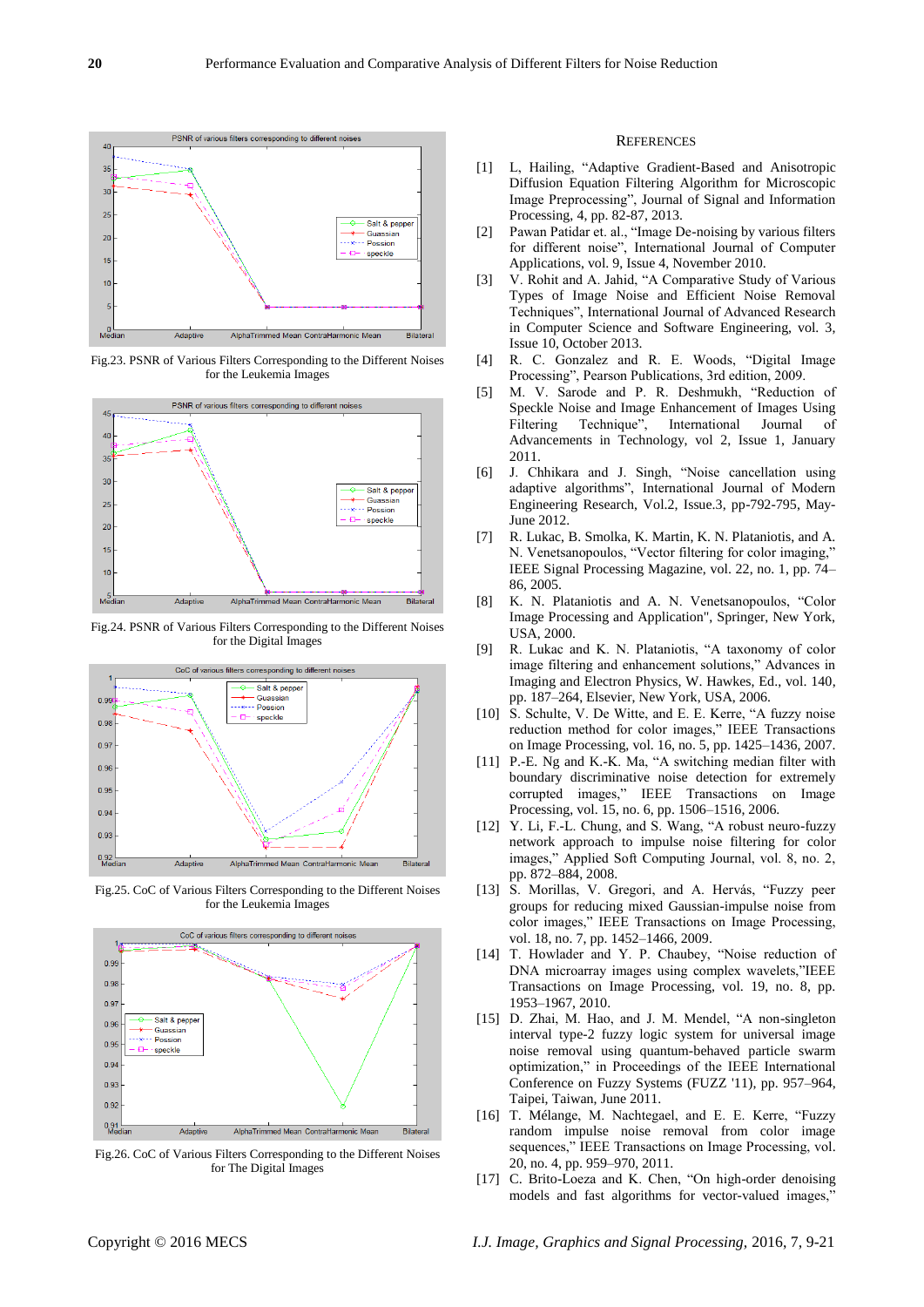Fig.23. PSNR of Various Filters Corresponding to the Different Noises for the Leukemia Images

Fig.24. PSNR of Various Filters Corresponding to the Different Noises for the Digital Images

Fig.25. CoC of Various Filters Corresponding to the Different Noises for the Leukemia Images

Fig.26. CoC of Various Filters Corresponding to the Different Noises for The Digital Images

## REFERENCES

[1] L, Hailing, "Adaptive Gradient-Based and Anisotropic Diffusion Equation Filtering Algorithm for Microscopic Image Preprocessing", Journal of Signal and Information Processing, 4, pp. 82-87, 2013.

[2] Pawan Patidar et. al., "Image De-noising by various filters for different noise", International Journal of Computer Applications, vol. 9, Issue 4, November 2010.

[3] V. Rohit and A. Jahid, "A Comparative Study of Various Types of Image Noise and Efficient Noise Removal Techniques", International Journal of Advanced Research in Computer Science and Software Engineering, vol. 3, Issue 10, October 2013.

[4] R. C. Gonzalez and R. E. Woods, "Digital Image Processing", Pearson Publications, 3rd edition, 2009.

[5] M. V. Sarode and P. R. Deshmukh, "Reduction of Speckle Noise and Image Enhancement of Images Using Filtering Technique", International Journal of Advancements in Technology, vol 2, Issue 1, January 2011.

[6] J. Chhikara and J. Singh, "Noise cancellation using adaptive algorithms", International Journal of Modern Engineering Research, Vol.2, Issue.3, pp-792-795, May-June 2012.

[7] R. Lukac, B. Smolka, K. Martin, K. N. Plataniotis, and A. N. Venetsanopoulos, "Vector filtering for color imaging," IEEE Signal Processing Magazine, vol. 22, no. 1, pp. 74–86, 2005.

[8] K. N. Plataniotis and A. N. Venetsanopoulos, "Color Image Processing and Application", Springer, New York, USA, 2000.

[9] R. Lukac and K. N. Plataniotis, "A taxonomy of color image filtering and enhancement solutions," Advances in Imaging and Electron Physics, W. Hawkes, Ed., vol. 140, pp. 187–264, Elsevier, New York, USA, 2006.

[10] S. Schulte, V. De Witte, and E. E. Kerre, "A fuzzy noise reduction method for color images," IEEE Transactions on Image Processing, vol. 16, no. 5, pp. 1425–1436, 2007.

[11] P.-E. Ng and K.-K. Ma, "A switching median filter with boundary discriminative noise detection for extremely corrupted images," IEEE Transactions on Image Processing, vol. 15, no. 6, pp. 1506–1516, 2006.

[12] Y. Li, F.-L. Chung, and S. Wang, "A robust neuro-fuzzy network approach to impulse noise filtering for color images," Applied Soft Computing Journal, vol. 8, no. 2, pp. 872–884, 2008.

[13] S. Morillas, V. Gregori, and A. Hervás, "Fuzzy peer groups for reducing mixed Gaussian-impulse noise from color images," IEEE Transactions on Image Processing, vol. 18, no. 7, pp. 1452–1466, 2009.

[14] T. Howlader and Y. P. Chaubey, "Noise reduction of DNA microarray images using complex wavelets,"IEEE Transactions on Image Processing, vol. 19, no. 8, pp. 1953–1967, 2010.

[15] D. Zhai, M. Hao, and J. M. Mendel, "A non-singleton interval type-2 fuzzy logic system for universal image noise removal using quantum-behaved particle swarm optimization," in Proceedings of the IEEE International Conference on Fuzzy Systems (FUZZ '11), pp. 957–964, Taipei, Taiwan, June 2011.

[16] T. Mélange, M. Nachtegael, and E. E. Kerre, "Fuzzy random impulse noise removal from color image sequences," IEEE Transactions on Image Processing, vol. 20, no. 4, pp. 959–970, 2011.

[17] C. Brito-Loeza and K. Chen, "On high-order denoising models and fast algorithms for vector-valued images,"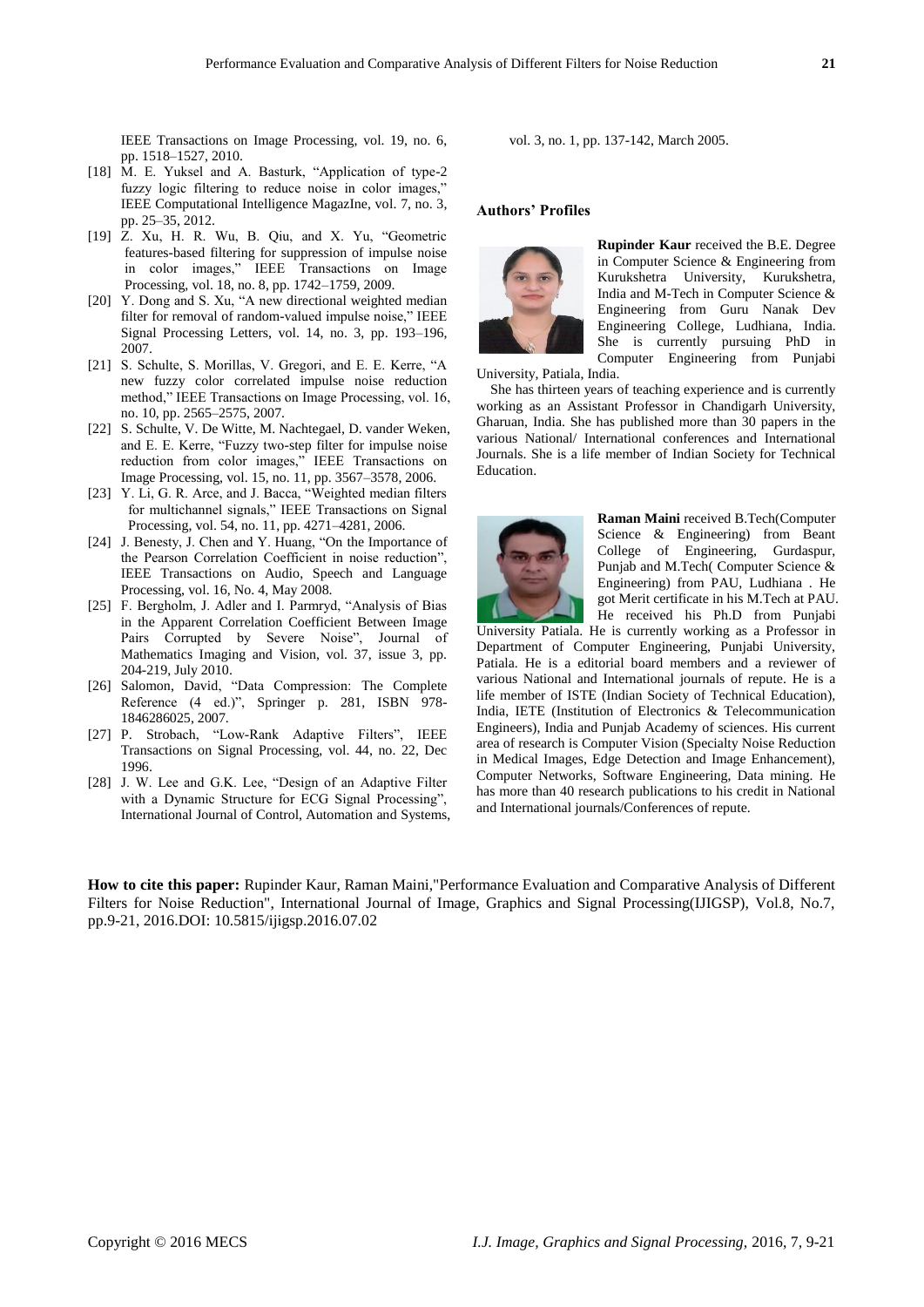IEEE Transactions on Image Processing, vol. 19, no. 6, pp. 1518–1527, 2010.

[18] M. E. Yuksel and A. Basturk, "Application of type-2 fuzzy logic filtering to reduce noise in color images," IEEE Computational Intelligence MagazIne, vol. 7, no. 3, pp. 25–35, 2012.

[19] Z. Xu, H. R. Wu, B. Qiu, and X. Yu, "Geometric features-based filtering for suppression of impulse noise in color images," IEEE Transactions on Image Processing, vol. 18, no. 8, pp. 1742–1759, 2009.

[20] Y. Dong and S. Xu, "A new directional weighted median filter for removal of random-valued impulse noise," IEEE Signal Processing Letters, vol. 14, no. 3, pp. 193–196, 2007.

[21] S. Schulte, S. Morillas, V. Gregori, and E. E. Kerre, "A new fuzzy color correlated impulse noise reduction method," IEEE Transactions on Image Processing, vol. 16, no. 10, pp. 2565–2575, 2007.

[22] S. Schulte, V. De Witte, M. Nachtegael, D. vander Weken, and E. E. Kerre, "Fuzzy two-step filter for impulse noise reduction from color images," IEEE Transactions on Image Processing, vol. 15, no. 11, pp. 3567–3578, 2006.

[23] Y. Li, G. R. Arce, and J. Bacca, "Weighted median filters for multichannel signals," IEEE Transactions on Signal Processing, vol. 54, no. 11, pp. 4271–4281, 2006.

[24] J. Benesty, J. Chen and Y. Huang, "On the Importance of the Pearson Correlation Coefficient in noise reduction", IEEE Transactions on Audio, Speech and Language Processing, vol. 16, No. 4, May 2008.

[25] F. Bergholm, J. Adler and I. Parmryd, "Analysis of Bias in the Apparent Correlation Coefficient Between Image Pairs Corrupted by Severe Noise", Journal of Mathematics Imaging and Vision, vol. 37, issue 3, pp. 204-219, July 2010.

[26] Salomon, David, "Data Compression: The Complete Reference (4 ed.)", Springer p. 281, ISBN 978-1846286025, 2007.

[27] P. Strobach, "Low-Rank Adaptive Filters", IEEE Transactions on Signal Processing, vol. 44, no. 22, Dec 1996.

[28] J. W. Lee and G.K. Lee, "Design of an Adaptive Filter with a Dynamic Structure for ECG Signal Processing", International Journal of Control, Automation and Systems, vol. 3, no. 1, pp. 137-142, March 2005.

### Authors' Profiles

**Rupinder Kaur** received the B.E. Degree in Computer Science & Engineering from Kurukshetra University, Kurukshetra, India and M-Tech in Computer Science & Engineering from Guru Nanak Dev Engineering College, Ludhiana, India. She is currently pursuing PhD in Computer Engineering from Punjabi University, Patiala, India.

She has thirteen years of teaching experience and is currently working as an Assistant Professor in Chandigarh University, Gharuan, India. She has published more than 30 papers in the various National/ International conferences and International Journals. She is a life member of Indian Society for Technical Education.

**Raman Maini** received B.Tech(Computer Science & Engineering) from Beant College of Engineering, Gurdaspur, Punjab and M.Tech( Computer Science & Engineering) from PAU, Ludhiana . He got Merit certificate in his M.Tech at PAU. He received his Ph.D from Punjabi University Patiala. He is currently working as a Professor in Department of Computer Engineering, Punjabi University, Patiala. He is a editorial board members and a reviewer of various National and International journals of repute. He is a life member of ISTE (Indian Society of Technical Education), India, IETE (Institution of Electronics & Telecommunication Engineers), India and Punjab Academy of sciences. His current area of research is Computer Vision (Specialty Noise Reduction in Medical Images, Edge Detection and Image Enhancement), Computer Networks, Software Engineering, Data mining. He has more than 40 research publications to his credit in National and International journals/Conferences of repute.

**How to cite this paper:** Rupinder Kaur, Raman Maini,"Performance Evaluation and Comparative Analysis of Different Filters for Noise Reduction", International Journal of Image, Graphics and Signal Processing(IJIGSP), Vol.8, No.7, pp.9-21, 2016.DOI: 10.5815/ijigsp.2016.07.02